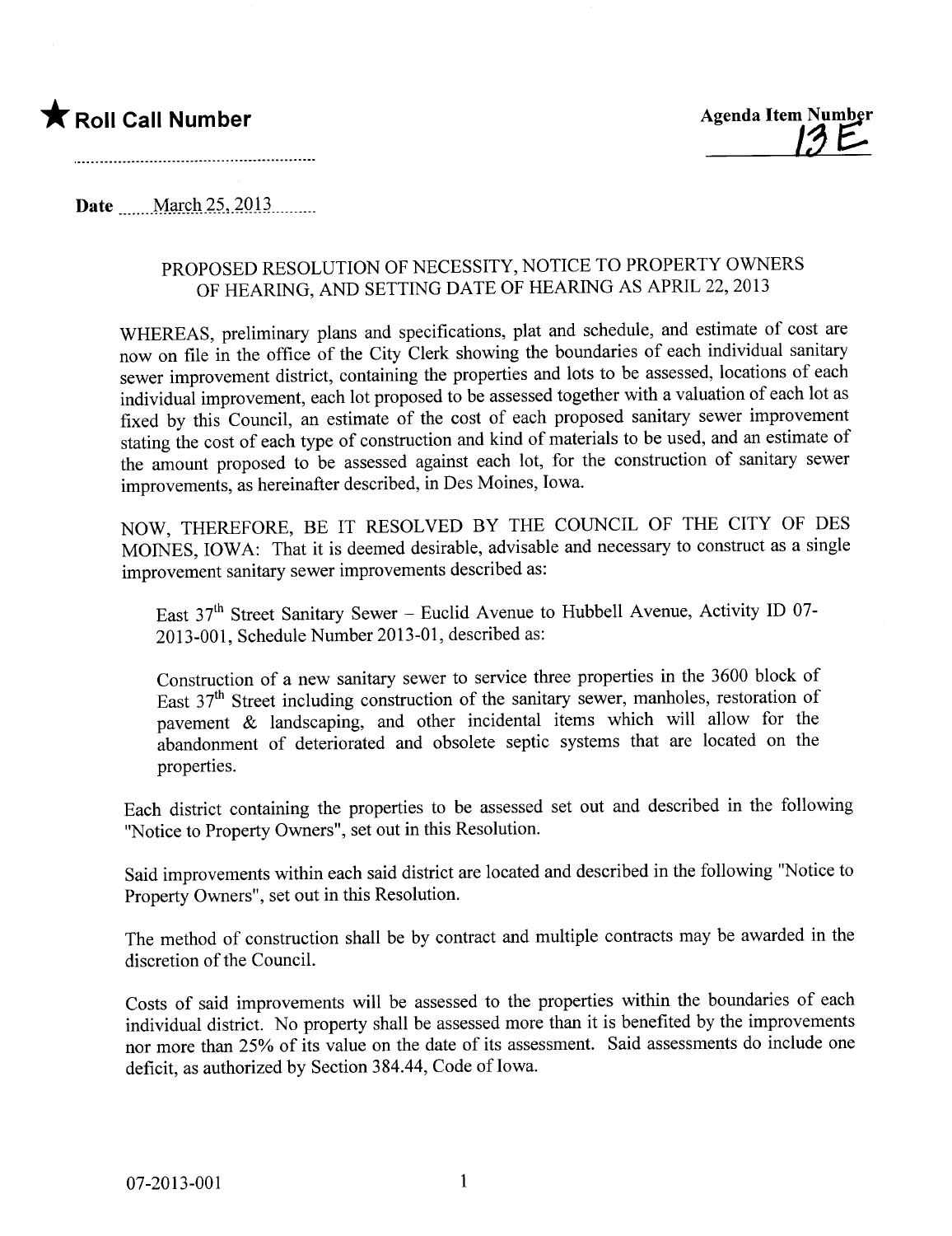★ **Roll Call Number**

**Agenda Item Number**
**13E**

**Date** March 25, 2013

## PROPOSED RESOLUTION OF NECESSITY, NOTICE TO PROPERTY OWNERS OF HEARING, AND SETTING DATE OF HEARING AS APRIL 22, 2013

WHEREAS, preliminary plans and specifications, plat and schedule, and estimate of cost are now on file in the office of the City Clerk showing the boundaries of each individual sanitary sewer improvement district, containing the properties and lots to be assessed, locations of each individual improvement, each lot proposed to be assessed together with a valuation of each lot as fixed by this Council, an estimate of the cost of each proposed sanitary sewer improvement stating the cost of each type of construction and kind of materials to be used, and an estimate of the amount proposed to be assessed against each lot, for the construction of sanitary sewer improvements, as hereinafter described, in Des Moines, Iowa.

NOW, THEREFORE, BE IT RESOLVED BY THE COUNCIL OF THE CITY OF DES MOINES, IOWA: That it is deemed desirable, advisable and necessary to construct as a single improvement sanitary sewer improvements described as:

> East 37th Street Sanitary Sewer – Euclid Avenue to Hubbell Avenue, Activity ID 07-2013-001, Schedule Number 2013-01, described as:
>
> Construction of a new sanitary sewer to service three properties in the 3600 block of East 37th Street including construction of the sanitary sewer, manholes, restoration of pavement & landscaping, and other incidental items which will allow for the abandonment of deteriorated and obsolete septic systems that are located on the properties.

Each district containing the properties to be assessed set out and described in the following "Notice to Property Owners", set out in this Resolution.

Said improvements within each said district are located and described in the following "Notice to Property Owners", set out in this Resolution.

The method of construction shall be by contract and multiple contracts may be awarded in the discretion of the Council.

Costs of said improvements will be assessed to the properties within the boundaries of each individual district. No property shall be assessed more than it is benefited by the improvements nor more than 25% of its value on the date of its assessment. Said assessments do include one deficit, as authorized by Section 384.44, Code of Iowa.

07-2013-001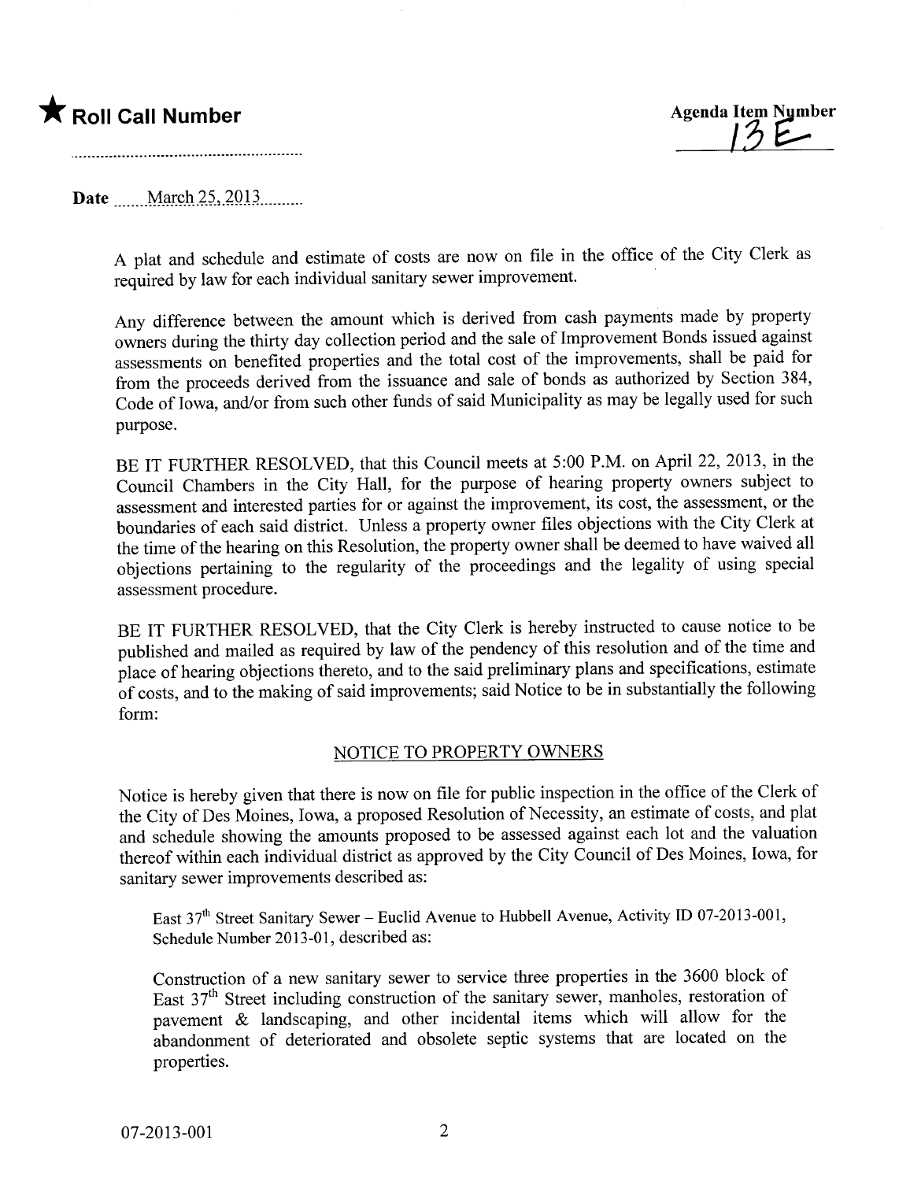★ **Roll Call Number**

..........................................................

**Agenda Item Number**
13E

**Date** ......March 25, 2013.........

A plat and schedule and estimate of costs are now on file in the office of the City Clerk as required by law for each individual sanitary sewer improvement.

Any difference between the amount which is derived from cash payments made by property owners during the thirty day collection period and the sale of Improvement Bonds issued against assessments on benefited properties and the total cost of the improvements, shall be paid for from the proceeds derived from the issuance and sale of bonds as authorized by Section 384, Code of Iowa, and/or from such other funds of said Municipality as may be legally used for such purpose.

BE IT FURTHER RESOLVED, that this Council meets at 5:00 P.M. on April 22, 2013, in the Council Chambers in the City Hall, for the purpose of hearing property owners subject to assessment and interested parties for or against the improvement, its cost, the assessment, or the boundaries of each said district. Unless a property owner files objections with the City Clerk at the time of the hearing on this Resolution, the property owner shall be deemed to have waived all objections pertaining to the regularity of the proceedings and the legality of using special assessment procedure.

BE IT FURTHER RESOLVED, that the City Clerk is hereby instructed to cause notice to be published and mailed as required by law of the pendency of this resolution and of the time and place of hearing objections thereto, and to the said preliminary plans and specifications, estimate of costs, and to the making of said improvements; said Notice to be in substantially the following form:

NOTICE TO PROPERTY OWNERS

Notice is hereby given that there is now on file for public inspection in the office of the Clerk of the City of Des Moines, Iowa, a proposed Resolution of Necessity, an estimate of costs, and plat and schedule showing the amounts proposed to be assessed against each lot and the valuation thereof within each individual district as approved by the City Council of Des Moines, Iowa, for sanitary sewer improvements described as:

East 37th Street Sanitary Sewer – Euclid Avenue to Hubbell Avenue, Activity ID 07-2013-001, Schedule Number 2013-01, described as:

Construction of a new sanitary sewer to service three properties in the 3600 block of East 37th Street including construction of the sanitary sewer, manholes, restoration of pavement & landscaping, and other incidental items which will allow for the abandonment of deteriorated and obsolete septic systems that are located on the properties.

07-2013-001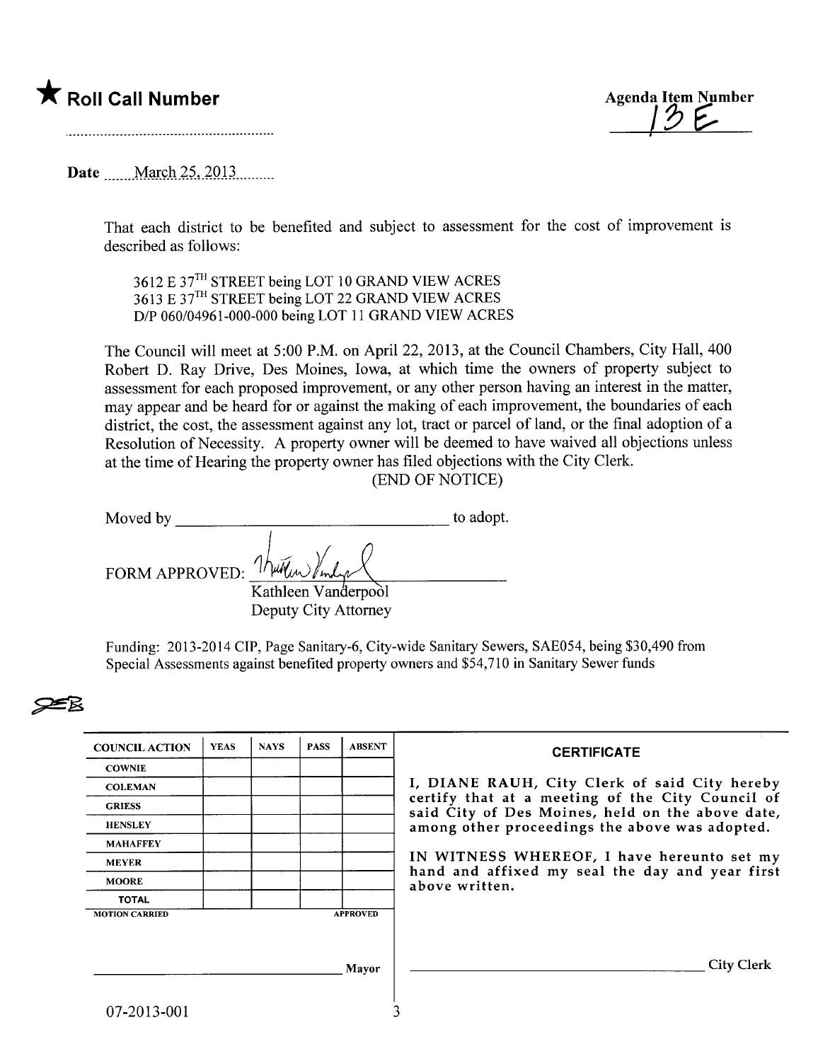★ **Roll Call Number**

..............................................................

Agenda Item Number
13E

Date ........March 25, 2013..........

That each district to be benefited and subject to assessment for the cost of improvement is described as follows:

3612 E 37TH STREET being LOT 10 GRAND VIEW ACRES
3613 E 37TH STREET being LOT 22 GRAND VIEW ACRES
D/P 060/04961-000-000 being LOT 11 GRAND VIEW ACRES

The Council will meet at 5:00 P.M. on April 22, 2013, at the Council Chambers, City Hall, 400 Robert D. Ray Drive, Des Moines, Iowa, at which time the owners of property subject to assessment for each proposed improvement, or any other person having an interest in the matter, may appear and be heard for or against the making of each improvement, the boundaries of each district, the cost, the assessment against any lot, tract or parcel of land, or the final adoption of a Resolution of Necessity. A property owner will be deemed to have waived all objections unless at the time of Hearing the property owner has filed objections with the City Clerk.

(END OF NOTICE)

Moved by ________________________________ to adopt.

FORM APPROVED: ________________________
Kathleen Vanderpool
Deputy City Attorney

Funding: 2013-2014 CIP, Page Sanitary-6, City-wide Sanitary Sewers, SAE054, being $30,490 from Special Assessments against benefited property owners and $54,710 in Sanitary Sewer funds

| COUNCIL ACTION | YEAS | NAYS | PASS | ABSENT |
|---|---|---|---|---|
| COWNIE | | | | |
| COLEMAN | | | | |
| GRIESS | | | | |
| HENSLEY | | | | |
| MAHAFFEY | | | | |
| MEYER | | | | |
| MOORE | | | | |
| TOTAL | | | | |

MOTION CARRIED APPROVED

________________________________ Mayor

**CERTIFICATE**

I, DIANE RAUH, City Clerk of said City hereby certify that at a meeting of the City Council of said City of Des Moines, held on the above date, among other proceedings the above was adopted.

IN WITNESS WHEREOF, I have hereunto set my hand and affixed my seal the day and year first above written.

________________________________ City Clerk

07-2013-001